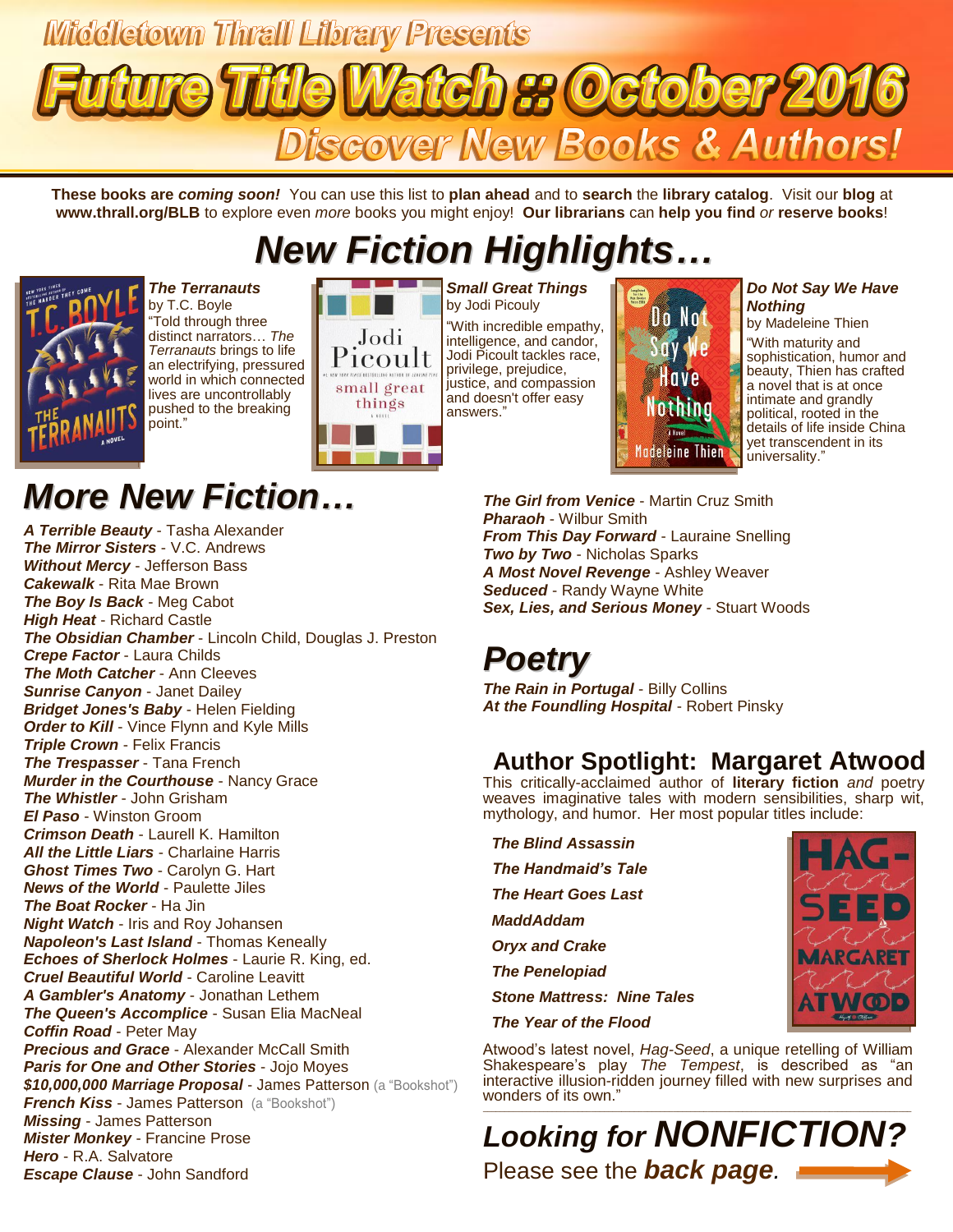Middletown Thrall Library Presents

# Future Title Watch :: October 2016

## Discover New Books & Authors!

**These books are *coming soon!*** You can use this list to **plan ahead** and to **search** the **library catalog**. Visit our **blog** at **www.thrall.org/BLB** to explore even *more* books you might enjoy! **Our librarians** can **help you find** *or* **reserve books**!

# New Fiction Highlights…

***The Terranauts***
by T.C. Boyle
"Told through three distinct narrators… *The Terranauts* brings to life an electrifying, pressured world in which connected lives are uncontrollably pushed to the breaking point."

***Small Great Things***
by Jodi Picouly
"With incredible empathy, intelligence, and candor, Jodi Picoult tackles race, privilege, prejudice, justice, and compassion and doesn't offer easy answers."

***Do Not Say We Have Nothing***
by Madeleine Thien
"With maturity and sophistication, humor and beauty, Thien has crafted a novel that is at once intimate and grandly political, rooted in the details of life inside China yet transcendent in its universality."

# More New Fiction…

***A Terrible Beauty*** - Tasha Alexander
***The Mirror Sisters*** - V.C. Andrews
***Without Mercy*** - Jefferson Bass
***Cakewalk*** - Rita Mae Brown
***The Boy Is Back*** - Meg Cabot
***High Heat*** - Richard Castle
***The Obsidian Chamber*** - Lincoln Child, Douglas J. Preston
***Crepe Factor*** - Laura Childs
***The Moth Catcher*** - Ann Cleeves
***Sunrise Canyon*** - Janet Dailey
***Bridget Jones's Baby*** - Helen Fielding
***Order to Kill*** - Vince Flynn and Kyle Mills
***Triple Crown*** - Felix Francis
***The Trespasser*** - Tana French
***Murder in the Courthouse*** - Nancy Grace
***The Whistler*** - John Grisham
***El Paso*** - Winston Groom
***Crimson Death*** - Laurell K. Hamilton
***All the Little Liars*** - Charlaine Harris
***Ghost Times Two*** - Carolyn G. Hart
***News of the World*** - Paulette Jiles
***The Boat Rocker*** - Ha Jin
***Night Watch*** - Iris and Roy Johansen
***Napoleon's Last Island*** - Thomas Keneally
***Echoes of Sherlock Holmes*** - Laurie R. King, ed.
***Cruel Beautiful World*** - Caroline Leavitt
***A Gambler's Anatomy*** - Jonathan Lethem
***The Queen's Accomplice*** - Susan Elia MacNeal
***Coffin Road*** - Peter May
***Precious and Grace*** - Alexander McCall Smith
***Paris for One and Other Stories*** - Jojo Moyes
***$10,000,000 Marriage Proposal*** - James Patterson (a "Bookshot")
***French Kiss*** - James Patterson (a "Bookshot")
***Missing*** - James Patterson
***Mister Monkey*** - Francine Prose
***Hero*** - R.A. Salvatore
***Escape Clause*** - John Sandford
***The Girl from Venice*** - Martin Cruz Smith
***Pharaoh*** - Wilbur Smith
***From This Day Forward*** - Lauraine Snelling
***Two by Two*** - Nicholas Sparks
***A Most Novel Revenge*** - Ashley Weaver
***Seduced*** - Randy Wayne White
***Sex, Lies, and Serious Money*** - Stuart Woods

# Poetry

***The Rain in Portugal*** - Billy Collins
***At the Foundling Hospital*** - Robert Pinsky

## Author Spotlight: Margaret Atwood

This critically-acclaimed author of **literary fiction** *and* poetry weaves imaginative tales with modern sensibilities, sharp wit, mythology, and humor. Her most popular titles include:

***The Blind Assassin***
***The Handmaid's Tale***
***The Heart Goes Last***
***MaddAddam***
***Oryx and Crake***
***The Penelopiad***
***Stone Mattress: Nine Tales***
***The Year of the Flood***

Atwood's latest novel, *Hag-Seed*, a unique retelling of William Shakespeare's play *The Tempest*, is described as "an interactive illusion-ridden journey filled with new surprises and wonders of its own."

## *Looking for* ***NONFICTION?***

Please see the ***back page***.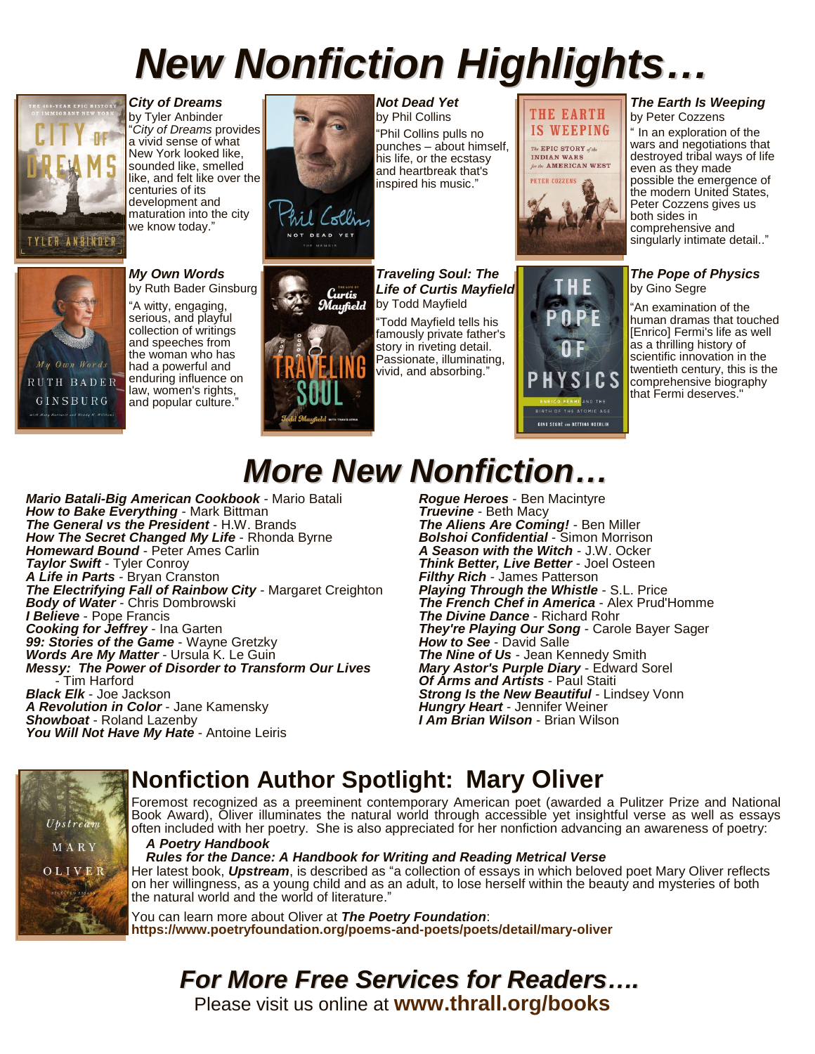# New Nonfiction Highlights…

***City of Dreams***
by Tyler Anbinder
"*City of Dreams* provides a vivid sense of what New York looked like, sounded like, smelled like, and felt like over the centuries of its development and maturation into the city we know today."

***Not Dead Yet***
by Phil Collins
"Phil Collins pulls no punches – about himself, his life, or the ecstasy and heartbreak that's inspired his music."

***The Earth Is Weeping***
by Peter Cozzens
" In an exploration of the wars and negotiations that destroyed tribal ways of life even as they made possible the emergence of the modern United States, Peter Cozzens gives us both sides in comprehensive and singularly intimate detail.."

***My Own Words***
by Ruth Bader Ginsburg
"A witty, engaging, serious, and playful collection of writings and speeches from the woman who has had a powerful and enduring influence on law, women's rights, and popular culture."

***Traveling Soul: The Life of Curtis Mayfield***
by Todd Mayfield
"Todd Mayfield tells his famously private father's story in riveting detail. Passionate, illuminating, vivid, and absorbing."

***The Pope of Physics***
by Gino Segre
"An examination of the human dramas that touched [Enrico] Fermi's life as well as a thrilling history of scientific innovation in the twentieth century, this is the comprehensive biography that Fermi deserves."

# More New Nonfiction…

***Mario Batali-Big American Cookbook*** - Mario Batali
***How to Bake Everything*** - Mark Bittman
***The General vs the President*** - H.W. Brands
***How The Secret Changed My Life*** - Rhonda Byrne
***Homeward Bound*** - Peter Ames Carlin
***Taylor Swift*** - Tyler Conroy
***A Life in Parts*** - Bryan Cranston
***The Electrifying Fall of Rainbow City*** - Margaret Creighton
***Body of Water*** - Chris Dombrowski
***I Believe*** - Pope Francis
***Cooking for Jeffrey*** - Ina Garten
***99: Stories of the Game*** - Wayne Gretzky
***Words Are My Matter*** - Ursula K. Le Guin
***Messy: The Power of Disorder to Transform Our Lives*** - Tim Harford
***Black Elk*** - Joe Jackson
***A Revolution in Color*** - Jane Kamensky
***Showboat*** - Roland Lazenby
***You Will Not Have My Hate*** - Antoine Leiris
***Rogue Heroes*** - Ben Macintyre
***Truevine*** - Beth Macy
***The Aliens Are Coming!*** - Ben Miller
***Bolshoi Confidential*** - Simon Morrison
***A Season with the Witch*** - J.W. Ocker
***Think Better, Live Better*** - Joel Osteen
***Filthy Rich*** - James Patterson
***Playing Through the Whistle*** - S.L. Price
***The French Chef in America*** - Alex Prud'Homme
***The Divine Dance*** - Richard Rohr
***They're Playing Our Song*** - Carole Bayer Sager
***How to See*** - David Salle
***The Nine of Us*** - Jean Kennedy Smith
***Mary Astor's Purple Diary*** - Edward Sorel
***Of Arms and Artists*** - Paul Staiti
***Strong Is the New Beautiful*** - Lindsey Vonn
***Hungry Heart*** - Jennifer Weiner
***I Am Brian Wilson*** - Brian Wilson

## Nonfiction Author Spotlight: Mary Oliver

Foremost recognized as a preeminent contemporary American poet (awarded a Pulitzer Prize and National Book Award), Oliver illuminates the natural world through accessible yet insightful verse as well as essays often included with her poetry. She is also appreciated for her nonfiction advancing an awareness of poetry:

***A Poetry Handbook***
***Rules for the Dance: A Handbook for Writing and Reading Metrical Verse***

Her latest book, ***Upstream***, is described as "a collection of essays in which beloved poet Mary Oliver reflects on her willingness, as a young child and as an adult, to lose herself within the beauty and mysteries of both the natural world and the world of literature."

You can learn more about Oliver at ***The Poetry Foundation***:
**https://www.poetryfoundation.org/poems-and-poets/poets/detail/mary-oliver**

## *For More Free Services for Readers….*

Please visit us online at **www.thrall.org/books**